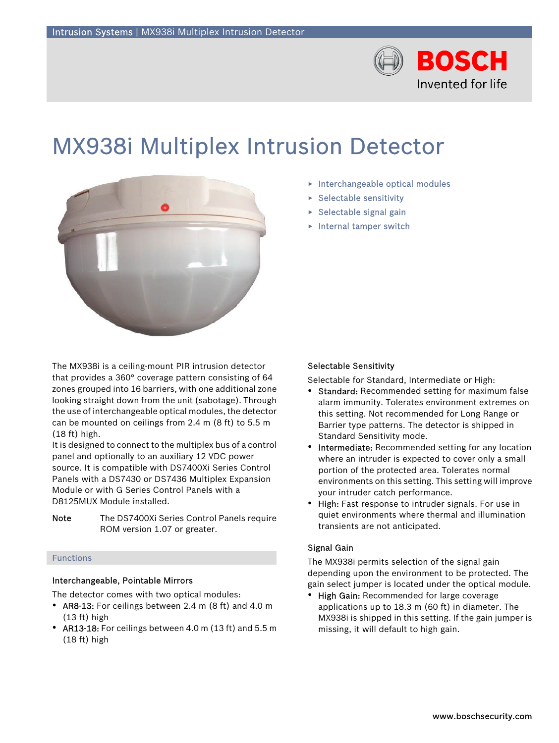# MX938i Multiplex Intrusion Detector

- Interchangeable optical modules
- Selectable sensitivity
- Selectable signal gain
- Internal tamper switch

The MX938i is a ceiling-mount PIR intrusion detector that provides a 360° coverage pattern consisting of 64 zones grouped into 16 barriers, with one additional zone looking straight down from the unit (sabotage). Through the use of interchangeable optical modules, the detector can be mounted on ceilings from 2.4 m (8 ft) to 5.5 m (18 ft) high.

It is designed to connect to the multiplex bus of a control panel and optionally to an auxiliary 12 VDC power source. It is compatible with DS7400Xi Series Control Panels with a DS7430 or DS7436 Multiplex Expansion Module or with G Series Control Panels with a D8125MUX Module installed.

**Note** The DS7400Xi Series Control Panels require ROM version 1.07 or greater.

## Functions

### Interchangeable, Pointable Mirrors

The detector comes with two optical modules:

- **AR8-13:** For ceilings between 2.4 m (8 ft) and 4.0 m (13 ft) high
- **AR13-18:** For ceilings between 4.0 m (13 ft) and 5.5 m (18 ft) high

### Selectable Sensitivity

Selectable for Standard, Intermediate or High:

- **Standard:** Recommended setting for maximum false alarm immunity. Tolerates environment extremes on this setting. Not recommended for Long Range or Barrier type patterns. The detector is shipped in Standard Sensitivity mode.
- **Intermediate:** Recommended setting for any location where an intruder is expected to cover only a small portion of the protected area. Tolerates normal environments on this setting. This setting will improve your intruder catch performance.
- **High:** Fast response to intruder signals. For use in quiet environments where thermal and illumination transients are not anticipated.

### Signal Gain

The MX938i permits selection of the signal gain depending upon the environment to be protected. The gain select jumper is located under the optical module.

- **High Gain:** Recommended for large coverage applications up to 18.3 m (60 ft) in diameter. The MX938i is shipped in this setting. If the gain jumper is missing, it will default to high gain.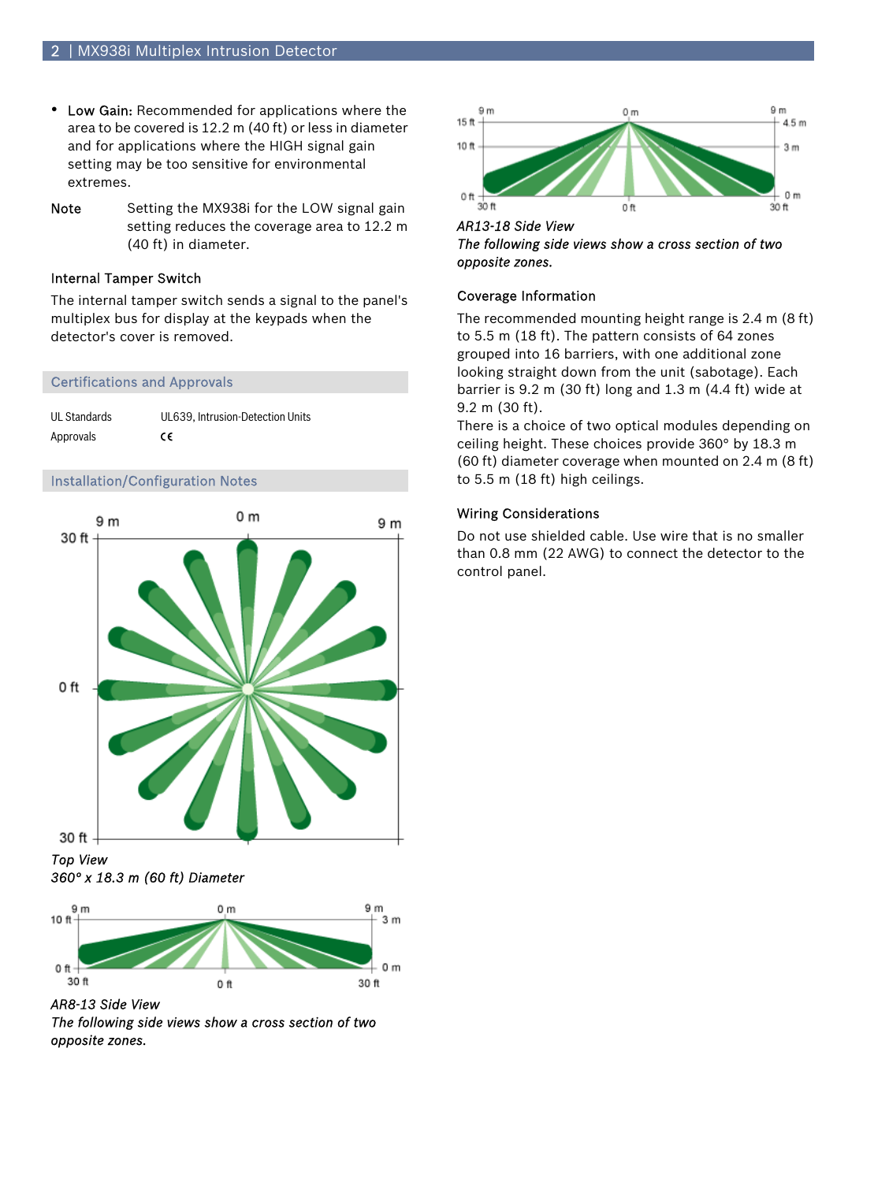- **Low Gain:** Recommended for applications where the area to be covered is 12.2 m (40 ft) or less in diameter and for applications where the HIGH signal gain setting may be too sensitive for environmental extremes.

| Note | Setting the MX938i for the LOW signal gain setting reduces the coverage area to 12.2 m (40 ft) in diameter. |
| --- | --- |

### Internal Tamper Switch

The internal tamper switch sends a signal to the panel's multiplex bus for display at the keypads when the detector's cover is removed.

## Certifications and Approvals

| UL Standards | UL639, Intrusion-Detection Units |
| --- | --- |
| Approvals | CE |

## Installation/Configuration Notes

*Top View*
*360° x 18.3 m (60 ft) Diameter*

*AR8-13 Side View*
*The following side views show a cross section of two opposite zones.*

*AR13-18 Side View*
*The following side views show a cross section of two opposite zones.*

### Coverage Information

The recommended mounting height range is 2.4 m (8 ft) to 5.5 m (18 ft). The pattern consists of 64 zones grouped into 16 barriers, with one additional zone looking straight down from the unit (sabotage). Each barrier is 9.2 m (30 ft) long and 1.3 m (4.4 ft) wide at 9.2 m (30 ft).
There is a choice of two optical modules depending on ceiling height. These choices provide 360° by 18.3 m (60 ft) diameter coverage when mounted on 2.4 m (8 ft) to 5.5 m (18 ft) high ceilings.

### Wiring Considerations

Do not use shielded cable. Use wire that is no smaller than 0.8 mm (22 AWG) to connect the detector to the control panel.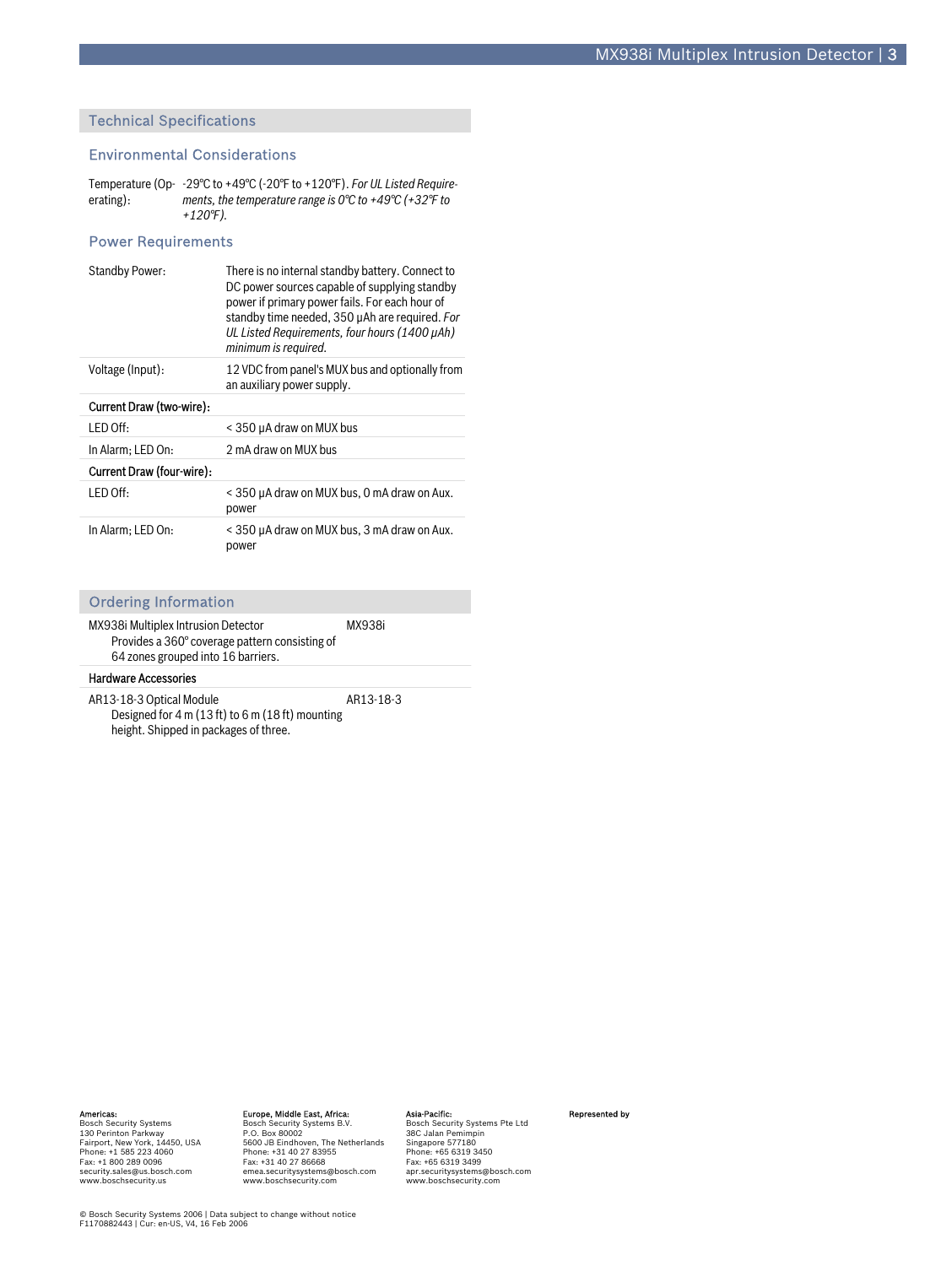## Technical Specifications

### Environmental Considerations

| | |
|---|---|
| Temperature (Operating): | -29°C to +49°C (-20°F to +120°F). *For UL Listed Requirements, the temperature range is 0°C to +49°C (+32°F to +120°F).* |

### Power Requirements

| | |
|---|---|
| Standby Power: | There is no internal standby battery. Connect to DC power sources capable of supplying standby power if primary power fails. For each hour of standby time needed, 350 µAh are required. *For UL Listed Requirements, four hours (1400 µAh) minimum is required.* |
| Voltage (Input): | 12 VDC from panel's MUX bus and optionally from an auxiliary power supply. |
| **Current Draw (two-wire):** | |
| LED Off: | < 350 µA draw on MUX bus |
| In Alarm; LED On: | 2 mA draw on MUX bus |
| **Current Draw (four-wire):** | |
| LED Off: | < 350 µA draw on MUX bus, 0 mA draw on Aux. power |
| In Alarm; LED On: | < 350 µA draw on MUX bus, 3 mA draw on Aux. power |

## Ordering Information

| | |
|---|---|
| MX938i Multiplex Intrusion Detector<br>Provides a 360° coverage pattern consisting of 64 zones grouped into 16 barriers. | MX938i |
| **Hardware Accessories** | |
| AR13-18-3 Optical Module<br>Designed for 4 m (13 ft) to 6 m (18 ft) mounting height. Shipped in packages of three. | AR13-18-3 |

**Americas:**
Bosch Security Systems
130 Perinton Parkway
Fairport, New York, 14450, USA
Phone: +1 585 223 4060
Fax: +1 800 289 0096
security.sales@us.bosch.com
www.boschsecurity.us

**Europe, Middle East, Africa:**
Bosch Security Systems B.V.
P.O. Box 80002
5600 JB Eindhoven, The Netherlands
Phone: +31 40 27 83955
Fax: +31 40 27 86668
emea.securitysystems@bosch.com
www.boschsecurity.com

**Asia-Pacific:**
Bosch Security Systems Pte Ltd
38C Jalan Pemimpin
Singapore 577180
Phone: +65 6319 3450
Fax: +65 6319 3499
apr.securitysystems@bosch.com
www.boschsecurity.com

**Represented by**

© Bosch Security Systems 2006 | Data subject to change without notice
F1170882443 | Cur: en-US, V4, 16 Feb 2006